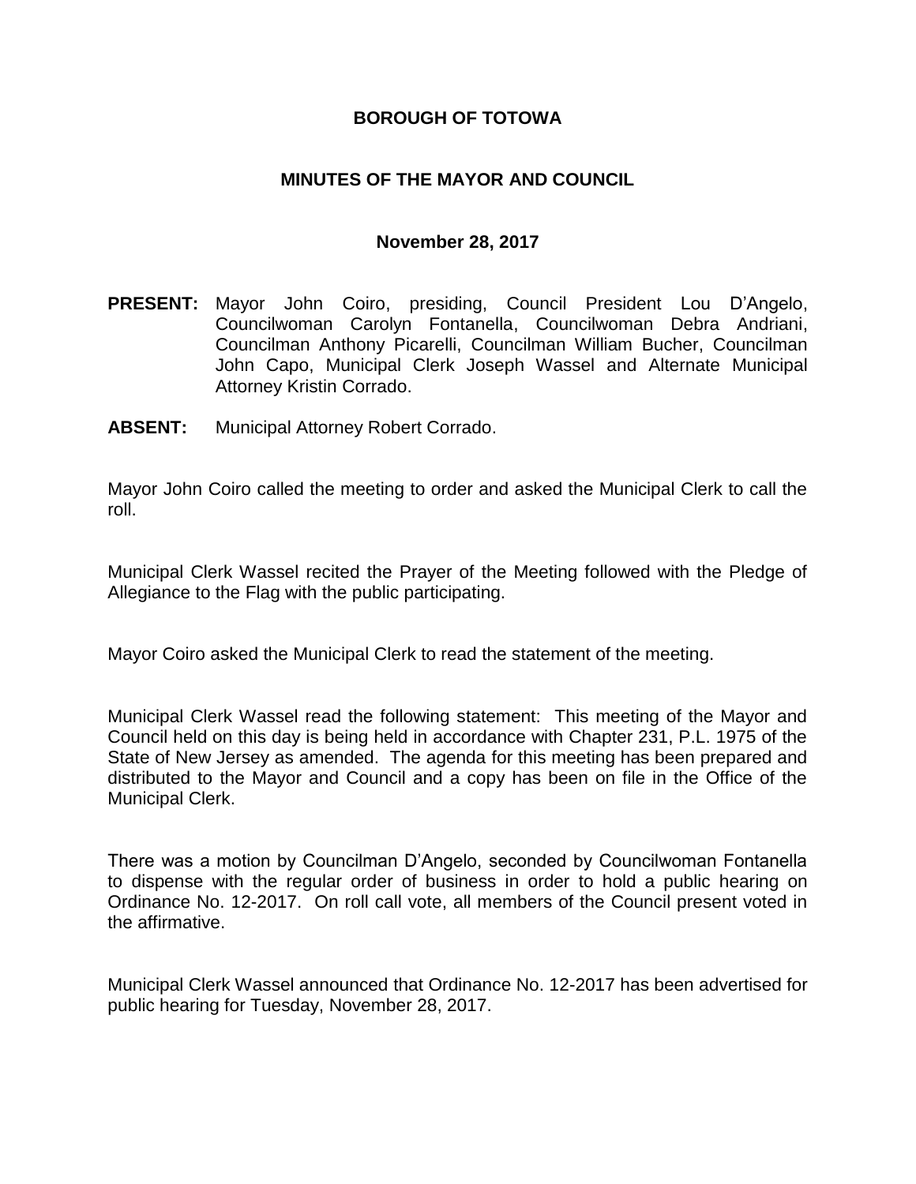# BOROUGH OF TOTOWA

## MINUTES OF THE MAYOR AND COUNCIL

### November 28, 2017

**PRESENT:** Mayor John Coiro, presiding, Council President Lou D'Angelo, Councilwoman Carolyn Fontanella, Councilwoman Debra Andriani, Councilman Anthony Picarelli, Councilman William Bucher, Councilman John Capo, Municipal Clerk Joseph Wassel and Alternate Municipal Attorney Kristin Corrado.

**ABSENT:** Municipal Attorney Robert Corrado.

Mayor John Coiro called the meeting to order and asked the Municipal Clerk to call the roll.

Municipal Clerk Wassel recited the Prayer of the Meeting followed with the Pledge of Allegiance to the Flag with the public participating.

Mayor Coiro asked the Municipal Clerk to read the statement of the meeting.

Municipal Clerk Wassel read the following statement: This meeting of the Mayor and Council held on this day is being held in accordance with Chapter 231, P.L. 1975 of the State of New Jersey as amended. The agenda for this meeting has been prepared and distributed to the Mayor and Council and a copy has been on file in the Office of the Municipal Clerk.

There was a motion by Councilman D'Angelo, seconded by Councilwoman Fontanella to dispense with the regular order of business in order to hold a public hearing on Ordinance No. 12-2017. On roll call vote, all members of the Council present voted in the affirmative.

Municipal Clerk Wassel announced that Ordinance No. 12-2017 has been advertised for public hearing for Tuesday, November 28, 2017.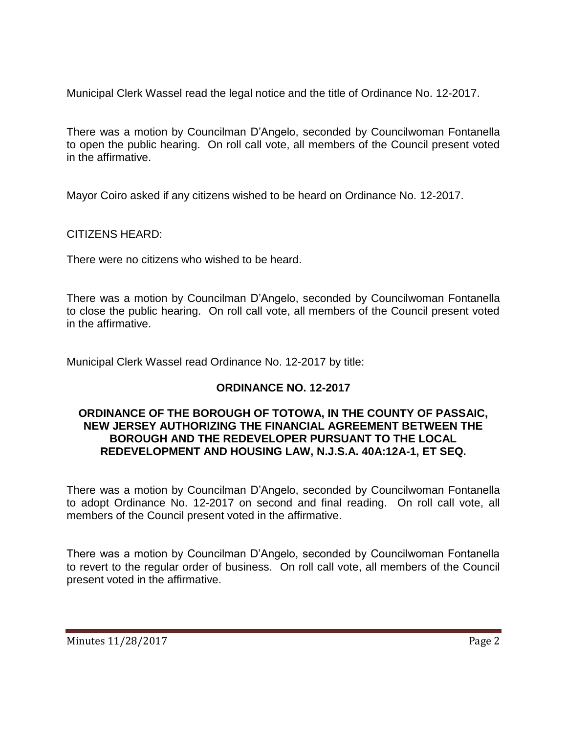Municipal Clerk Wassel read the legal notice and the title of Ordinance No. 12-2017.

There was a motion by Councilman D'Angelo, seconded by Councilwoman Fontanella to open the public hearing. On roll call vote, all members of the Council present voted in the affirmative.

Mayor Coiro asked if any citizens wished to be heard on Ordinance No. 12-2017.

CITIZENS HEARD:

There were no citizens who wished to be heard.

There was a motion by Councilman D'Angelo, seconded by Councilwoman Fontanella to close the public hearing. On roll call vote, all members of the Council present voted in the affirmative.

Municipal Clerk Wassel read Ordinance No. 12-2017 by title:

**ORDINANCE NO. 12-2017**

**ORDINANCE OF THE BOROUGH OF TOTOWA, IN THE COUNTY OF PASSAIC, NEW JERSEY AUTHORIZING THE FINANCIAL AGREEMENT BETWEEN THE BOROUGH AND THE REDEVELOPER PURSUANT TO THE LOCAL REDEVELOPMENT AND HOUSING LAW, N.J.S.A. 40A:12A-1, ET SEQ.**

There was a motion by Councilman D'Angelo, seconded by Councilwoman Fontanella to adopt Ordinance No. 12-2017 on second and final reading. On roll call vote, all members of the Council present voted in the affirmative.

There was a motion by Councilman D'Angelo, seconded by Councilwoman Fontanella to revert to the regular order of business. On roll call vote, all members of the Council present voted in the affirmative.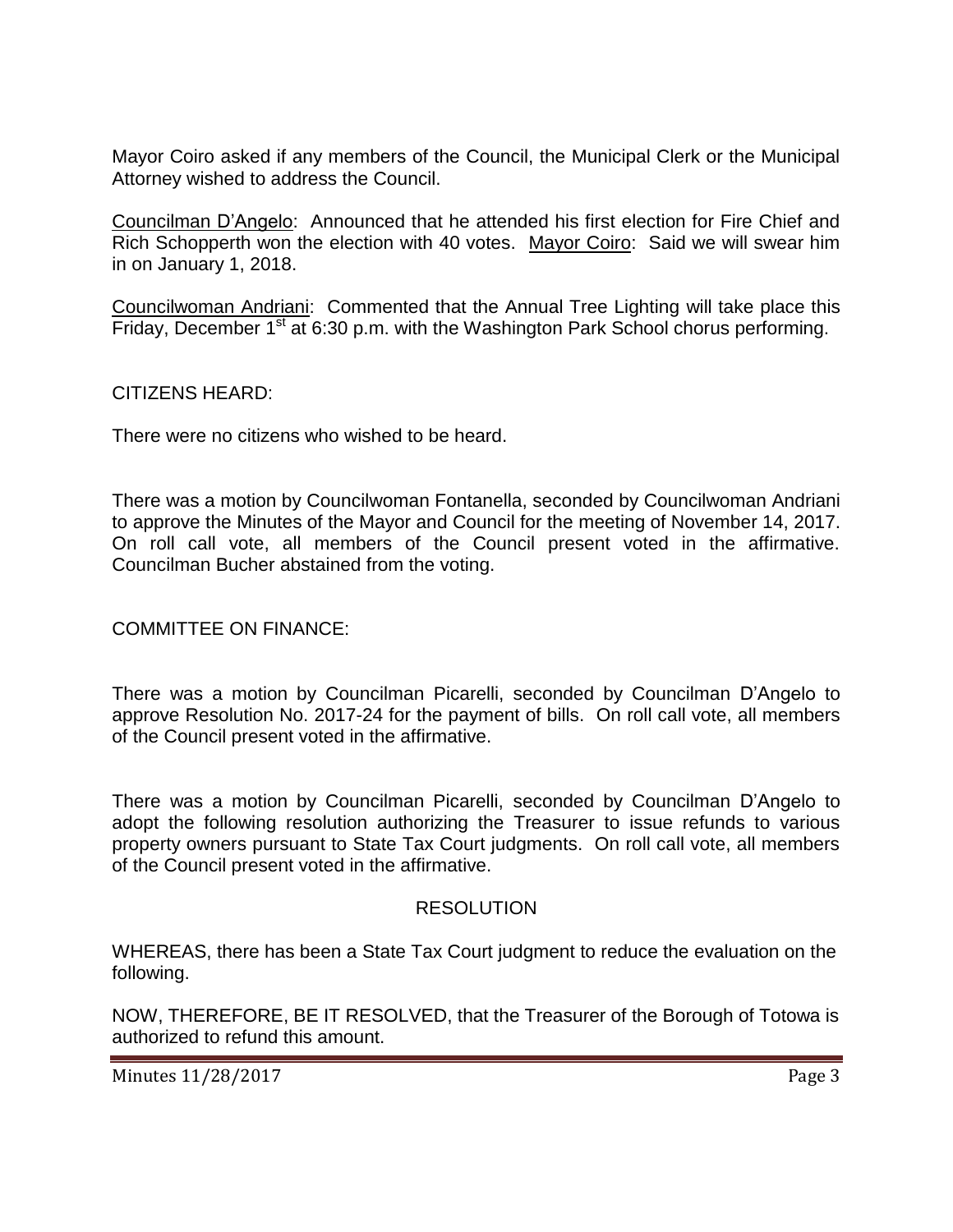Mayor Coiro asked if any members of the Council, the Municipal Clerk or the Municipal Attorney wished to address the Council.

Councilman D'Angelo: Announced that he attended his first election for Fire Chief and Rich Schopperth won the election with 40 votes. Mayor Coiro: Said we will swear him in on January 1, 2018.

Councilwoman Andriani: Commented that the Annual Tree Lighting will take place this Friday, December 1st at 6:30 p.m. with the Washington Park School chorus performing.

CITIZENS HEARD:

There were no citizens who wished to be heard.

There was a motion by Councilwoman Fontanella, seconded by Councilwoman Andriani to approve the Minutes of the Mayor and Council for the meeting of November 14, 2017. On roll call vote, all members of the Council present voted in the affirmative. Councilman Bucher abstained from the voting.

COMMITTEE ON FINANCE:

There was a motion by Councilman Picarelli, seconded by Councilman D'Angelo to approve Resolution No. 2017-24 for the payment of bills. On roll call vote, all members of the Council present voted in the affirmative.

There was a motion by Councilman Picarelli, seconded by Councilman D'Angelo to adopt the following resolution authorizing the Treasurer to issue refunds to various property owners pursuant to State Tax Court judgments. On roll call vote, all members of the Council present voted in the affirmative.

RESOLUTION

WHEREAS, there has been a State Tax Court judgment to reduce the evaluation on the following.

NOW, THEREFORE, BE IT RESOLVED, that the Treasurer of the Borough of Totowa is authorized to refund this amount.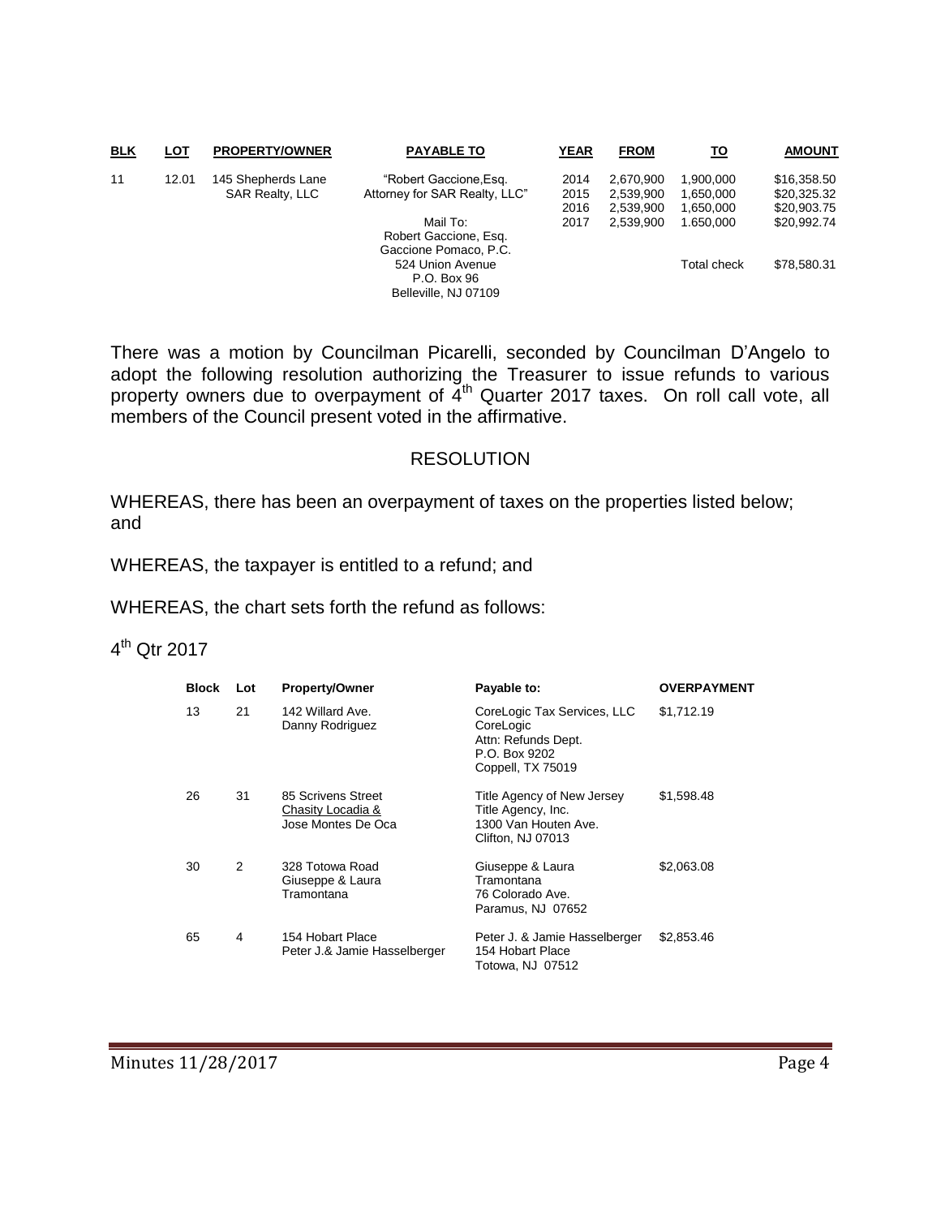| BLK | LOT | PROPERTY/OWNER | PAYABLE TO | YEAR | FROM | TO | AMOUNT |
|---|---|---|---|---|---|---|---|
| 11 | 12.01 | 145 Shepherds Lane SAR Realty, LLC | "Robert Gaccione,Esq. Attorney for SAR Realty, LLC" | 2014 | 2,670,900 | 1,900,000 | $16,358.50 |
| | | | | 2015 | 2,539,900 | 1,650,000 | $20,325.32 |
| | | | | 2016 | 2,539,900 | 1,650,000 | $20,903.75 |
| | | | Mail To: Robert Gaccione, Esq. Gaccione Pomaco, P.C. 524 Union Avenue P.O. Box 96 Belleville, NJ 07109 | 2017 | 2,539,900 | 1.650,000 | $20,992.74 |
| | | | | | | Total check | $78,580.31 |

There was a motion by Councilman Picarelli, seconded by Councilman D'Angelo to adopt the following resolution authorizing the Treasurer to issue refunds to various property owners due to overpayment of 4th Quarter 2017 taxes. On roll call vote, all members of the Council present voted in the affirmative.

## RESOLUTION

WHEREAS, there has been an overpayment of taxes on the properties listed below; and

WHEREAS, the taxpayer is entitled to a refund; and

WHEREAS, the chart sets forth the refund as follows:

4th Qtr 2017

| Block | Lot | Property/Owner | Payable to: | OVERPAYMENT |
|---|---|---|---|---|
| 13 | 21 | 142 Willard Ave. Danny Rodriguez | CoreLogic Tax Services, LLC CoreLogic Attn: Refunds Dept. P.O. Box 9202 Coppell, TX 75019 | $1,712.19 |
| 26 | 31 | 85 Scrivens Street Chasity Locadia & Jose Montes De Oca | Title Agency of New Jersey Title Agency, Inc. 1300 Van Houten Ave. Clifton, NJ 07013 | $1,598.48 |
| 30 | 2 | 328 Totowa Road Giuseppe & Laura Tramontana | Giuseppe & Laura Tramontana 76 Colorado Ave. Paramus, NJ 07652 | $2,063.08 |
| 65 | 4 | 154 Hobart Place Peter J.& Jamie Hasselberger | Peter J. & Jamie Hasselberger 154 Hobart Place Totowa, NJ 07512 | $2,853.46 |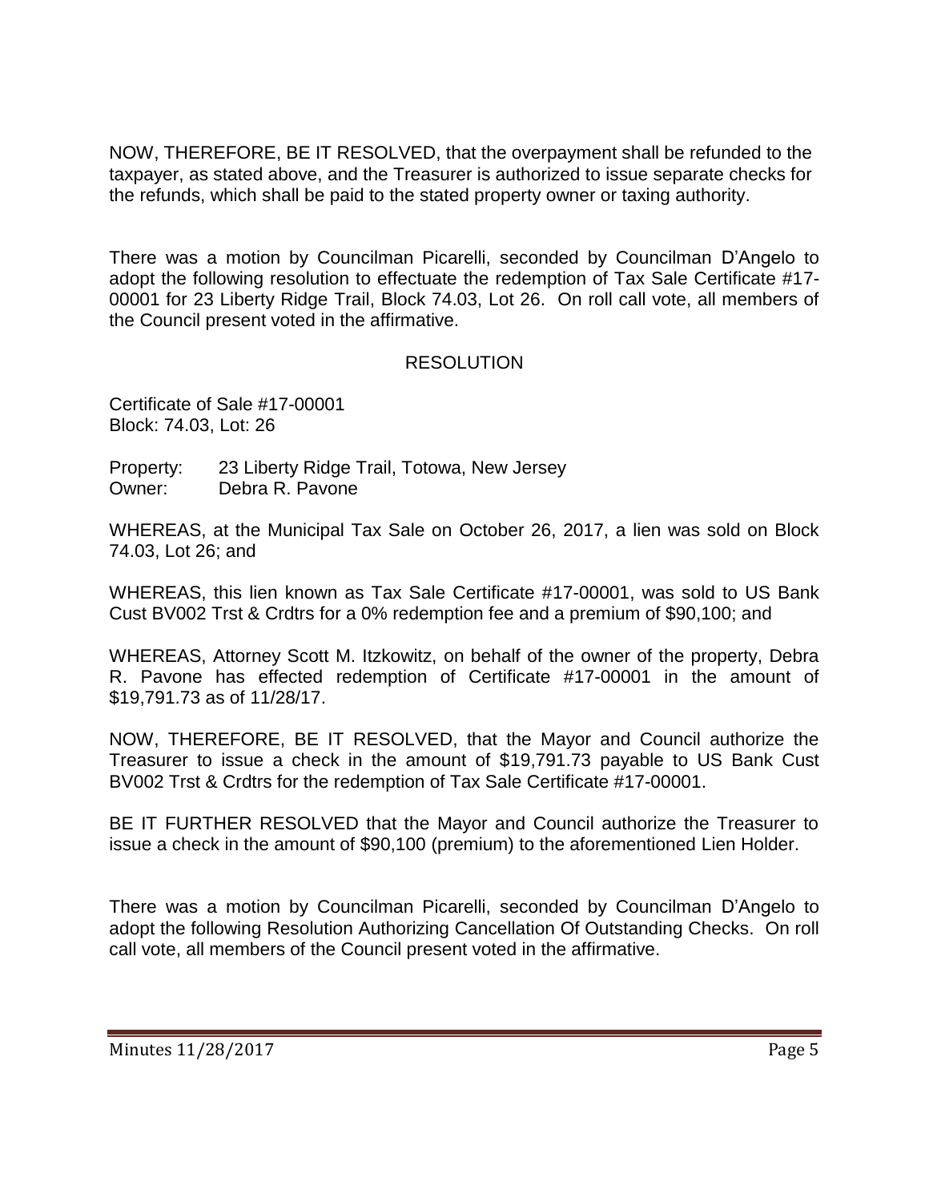NOW, THEREFORE, BE IT RESOLVED, that the overpayment shall be refunded to the taxpayer, as stated above, and the Treasurer is authorized to issue separate checks for the refunds, which shall be paid to the stated property owner or taxing authority.

There was a motion by Councilman Picarelli, seconded by Councilman D'Angelo to adopt the following resolution to effectuate the redemption of Tax Sale Certificate #17-00001 for 23 Liberty Ridge Trail, Block 74.03, Lot 26. On roll call vote, all members of the Council present voted in the affirmative.

RESOLUTION

Certificate of Sale #17-00001
Block: 74.03, Lot: 26

Property: 23 Liberty Ridge Trail, Totowa, New Jersey
Owner: Debra R. Pavone

WHEREAS, at the Municipal Tax Sale on October 26, 2017, a lien was sold on Block 74.03, Lot 26; and

WHEREAS, this lien known as Tax Sale Certificate #17-00001, was sold to US Bank Cust BV002 Trst & Crdtrs for a 0% redemption fee and a premium of $90,100; and

WHEREAS, Attorney Scott M. Itzkowitz, on behalf of the owner of the property, Debra R. Pavone has effected redemption of Certificate #17-00001 in the amount of $19,791.73 as of 11/28/17.

NOW, THEREFORE, BE IT RESOLVED, that the Mayor and Council authorize the Treasurer to issue a check in the amount of $19,791.73 payable to US Bank Cust BV002 Trst & Crdtrs for the redemption of Tax Sale Certificate #17-00001.

BE IT FURTHER RESOLVED that the Mayor and Council authorize the Treasurer to issue a check in the amount of $90,100 (premium) to the aforementioned Lien Holder.

There was a motion by Councilman Picarelli, seconded by Councilman D'Angelo to adopt the following Resolution Authorizing Cancellation Of Outstanding Checks. On roll call vote, all members of the Council present voted in the affirmative.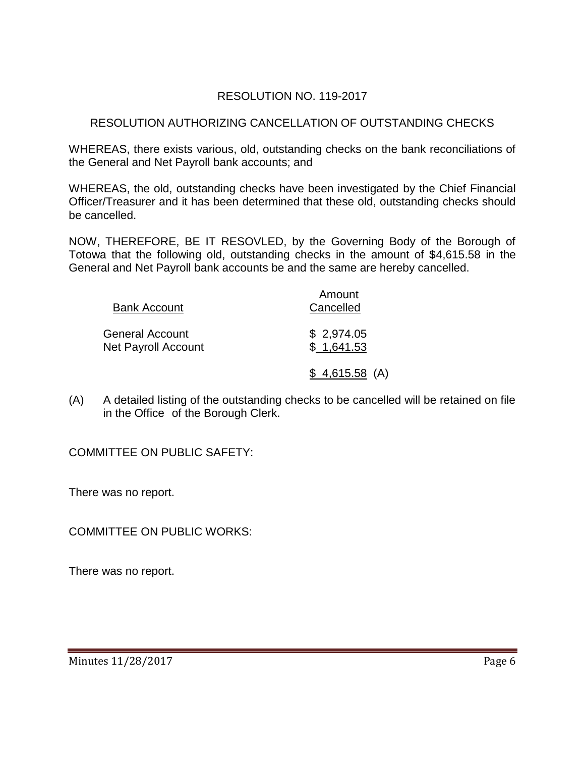RESOLUTION NO. 119-2017

RESOLUTION AUTHORIZING CANCELLATION OF OUTSTANDING CHECKS

WHEREAS, there exists various, old, outstanding checks on the bank reconciliations of the General and Net Payroll bank accounts; and

WHEREAS, the old, outstanding checks have been investigated by the Chief Financial Officer/Treasurer and it has been determined that these old, outstanding checks should be cancelled.

NOW, THEREFORE, BE IT RESOVLED, by the Governing Body of the Borough of Totowa that the following old, outstanding checks in the amount of $4,615.58 in the General and Net Payroll bank accounts be and the same are hereby cancelled.

| Bank Account | Amount Cancelled |
|---|---|
| General Account | $ 2,974.05 |
| Net Payroll Account | $ 1,641.53 |
| | $ 4,615.58 (A) |

(A) A detailed listing of the outstanding checks to be cancelled will be retained on file in the Office of the Borough Clerk.

COMMITTEE ON PUBLIC SAFETY:

There was no report.

COMMITTEE ON PUBLIC WORKS:

There was no report.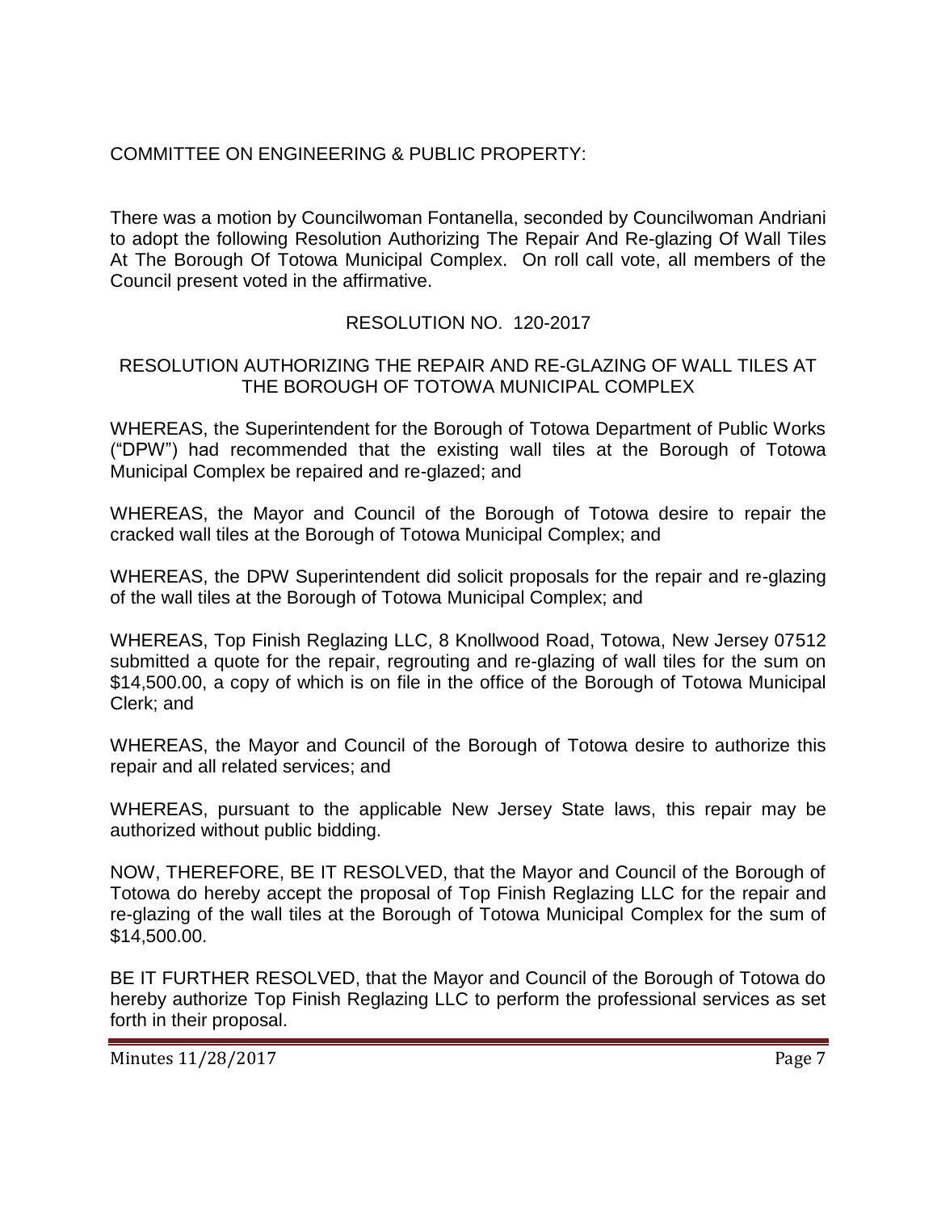COMMITTEE ON ENGINEERING & PUBLIC PROPERTY:

There was a motion by Councilwoman Fontanella, seconded by Councilwoman Andriani to adopt the following Resolution Authorizing The Repair And Re-glazing Of Wall Tiles At The Borough Of Totowa Municipal Complex. On roll call vote, all members of the Council present voted in the affirmative.

RESOLUTION NO. 120-2017

RESOLUTION AUTHORIZING THE REPAIR AND RE-GLAZING OF WALL TILES AT THE BOROUGH OF TOTOWA MUNICIPAL COMPLEX

WHEREAS, the Superintendent for the Borough of Totowa Department of Public Works ("DPW") had recommended that the existing wall tiles at the Borough of Totowa Municipal Complex be repaired and re-glazed; and

WHEREAS, the Mayor and Council of the Borough of Totowa desire to repair the cracked wall tiles at the Borough of Totowa Municipal Complex; and

WHEREAS, the DPW Superintendent did solicit proposals for the repair and re-glazing of the wall tiles at the Borough of Totowa Municipal Complex; and

WHEREAS, Top Finish Reglazing LLC, 8 Knollwood Road, Totowa, New Jersey 07512 submitted a quote for the repair, regrouting and re-glazing of wall tiles for the sum on $14,500.00, a copy of which is on file in the office of the Borough of Totowa Municipal Clerk; and

WHEREAS, the Mayor and Council of the Borough of Totowa desire to authorize this repair and all related services; and

WHEREAS, pursuant to the applicable New Jersey State laws, this repair may be authorized without public bidding.

NOW, THEREFORE, BE IT RESOLVED, that the Mayor and Council of the Borough of Totowa do hereby accept the proposal of Top Finish Reglazing LLC for the repair and re-glazing of the wall tiles at the Borough of Totowa Municipal Complex for the sum of $14,500.00.

BE IT FURTHER RESOLVED, that the Mayor and Council of the Borough of Totowa do hereby authorize Top Finish Reglazing LLC to perform the professional services as set forth in their proposal.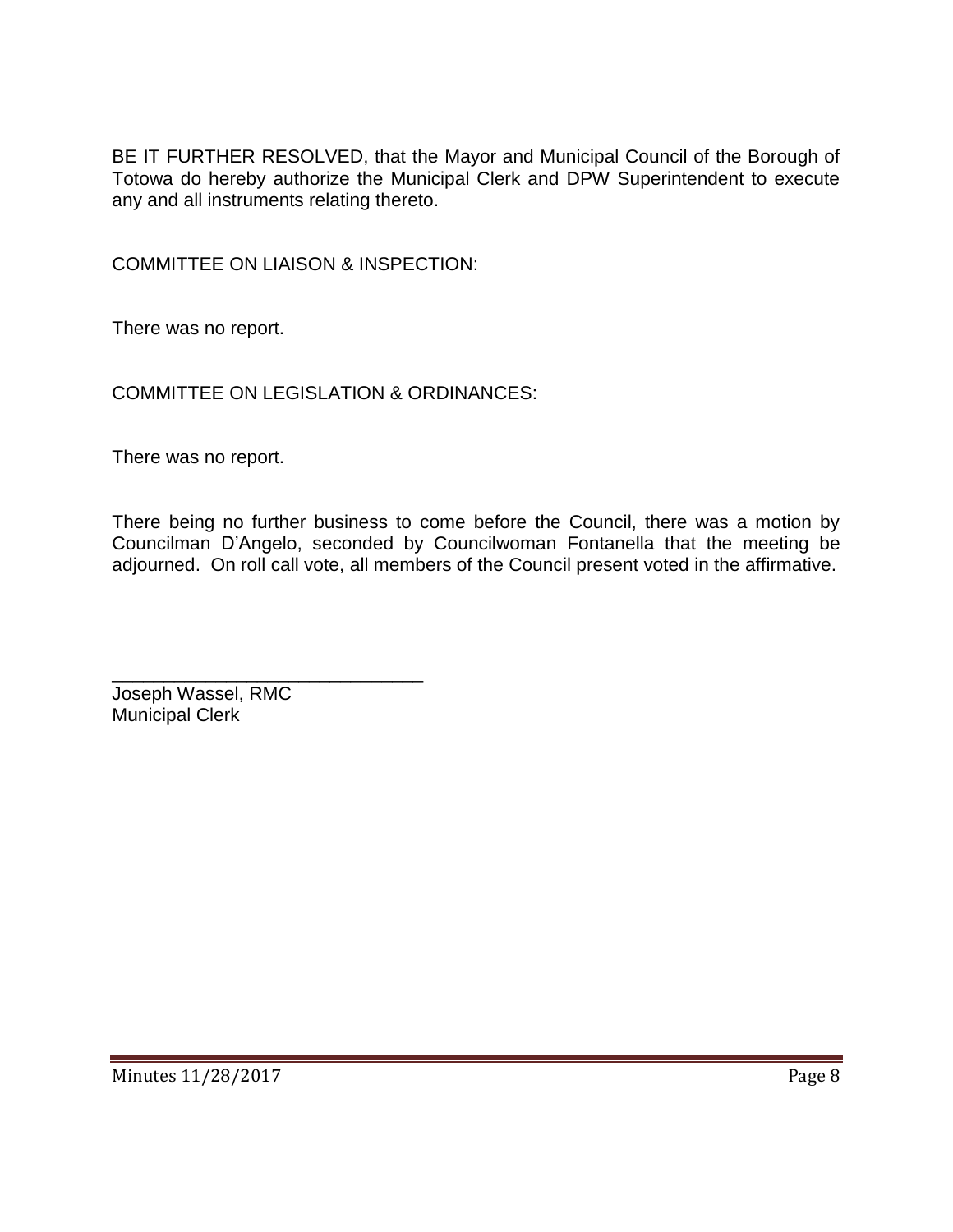BE IT FURTHER RESOLVED, that the Mayor and Municipal Council of the Borough of Totowa do hereby authorize the Municipal Clerk and DPW Superintendent to execute any and all instruments relating thereto.

COMMITTEE ON LIAISON & INSPECTION:

There was no report.

COMMITTEE ON LEGISLATION & ORDINANCES:

There was no report.

There being no further business to come before the Council, there was a motion by Councilman D'Angelo, seconded by Councilwoman Fontanella that the meeting be adjourned. On roll call vote, all members of the Council present voted in the affirmative.

\_\_\_\_\_\_\_\_\_\_\_\_\_\_\_\_\_\_\_\_\_\_\_\_\_\_\_\_\_\_\_

Joseph Wassel, RMC
Municipal Clerk